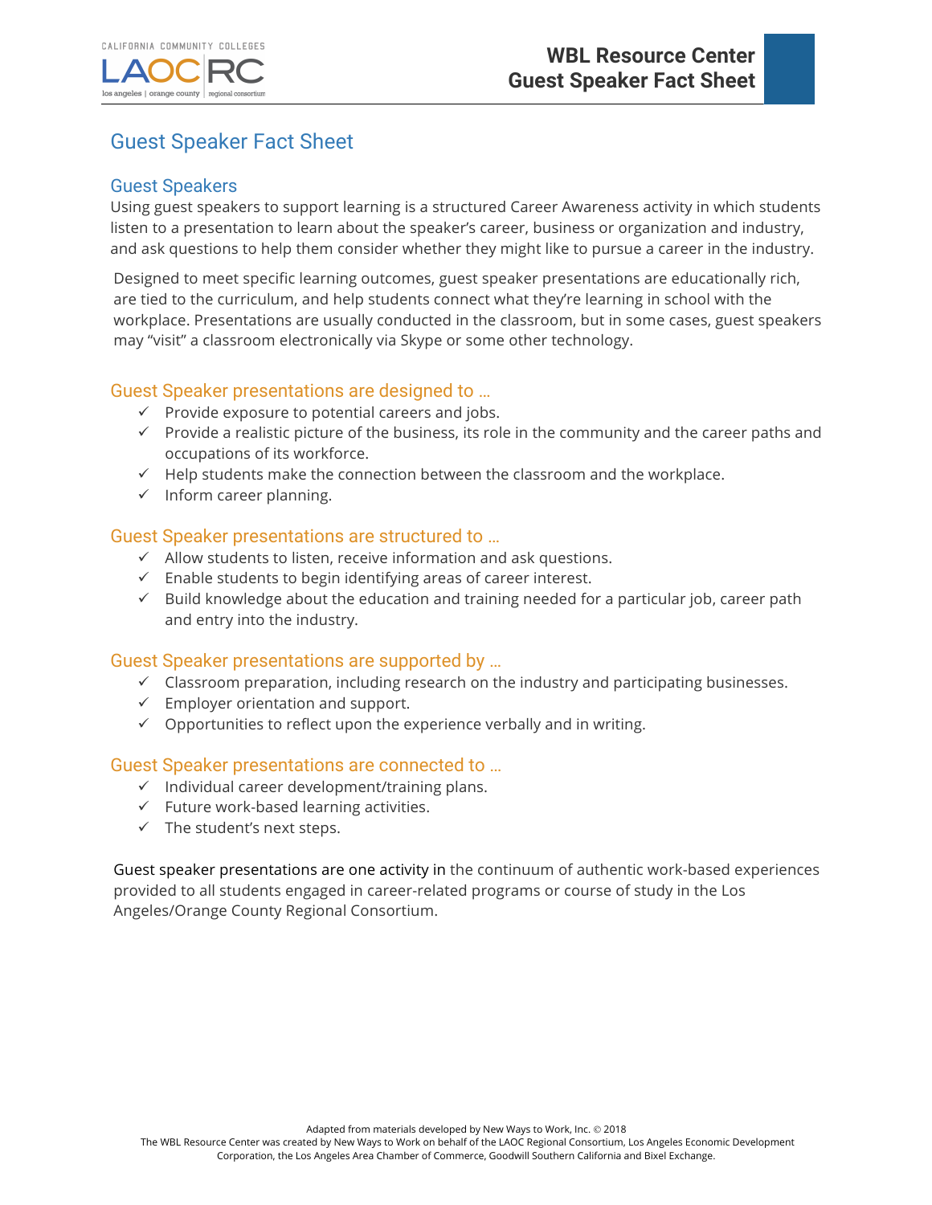# Guest Speaker Fact Sheet

## Guest Speakers

Using guest speakers to support learning is a structured Career Awareness activity in which students listen to a presentation to learn about the speaker's career, business or organization and industry, and ask questions to help them consider whether they might like to pursue a career in the industry.

Designed to meet specific learning outcomes, guest speaker presentations are educationally rich, are tied to the curriculum, and help students connect what they're learning in school with the workplace. Presentations are usually conducted in the classroom, but in some cases, guest speakers may "visit" a classroom electronically via Skype or some other technology.

### Guest Speaker presentations are designed to …

- ✓ Provide exposure to potential careers and jobs.
- ✓ Provide a realistic picture of the business, its role in the community and the career paths and occupations of its workforce.
- ✓ Help students make the connection between the classroom and the workplace.
- ✓ Inform career planning.

### Guest Speaker presentations are structured to …

- ✓ Allow students to listen, receive information and ask questions.
- ✓ Enable students to begin identifying areas of career interest.
- ✓ Build knowledge about the education and training needed for a particular job, career path and entry into the industry.

### Guest Speaker presentations are supported by …

- ✓ Classroom preparation, including research on the industry and participating businesses.
- ✓ Employer orientation and support.
- ✓ Opportunities to reflect upon the experience verbally and in writing.

### Guest Speaker presentations are connected to …

- ✓ Individual career development/training plans.
- ✓ Future work-based learning activities.
- ✓ The student's next steps.

Guest speaker presentations are one activity in the continuum of authentic work-based experiences provided to all students engaged in career-related programs or course of study in the Los Angeles/Orange County Regional Consortium.

Adapted from materials developed by New Ways to Work, Inc. © 2018
The WBL Resource Center was created by New Ways to Work on behalf of the LAOC Regional Consortium, Los Angeles Economic Development Corporation, the Los Angeles Area Chamber of Commerce, Goodwill Southern California and Bixel Exchange.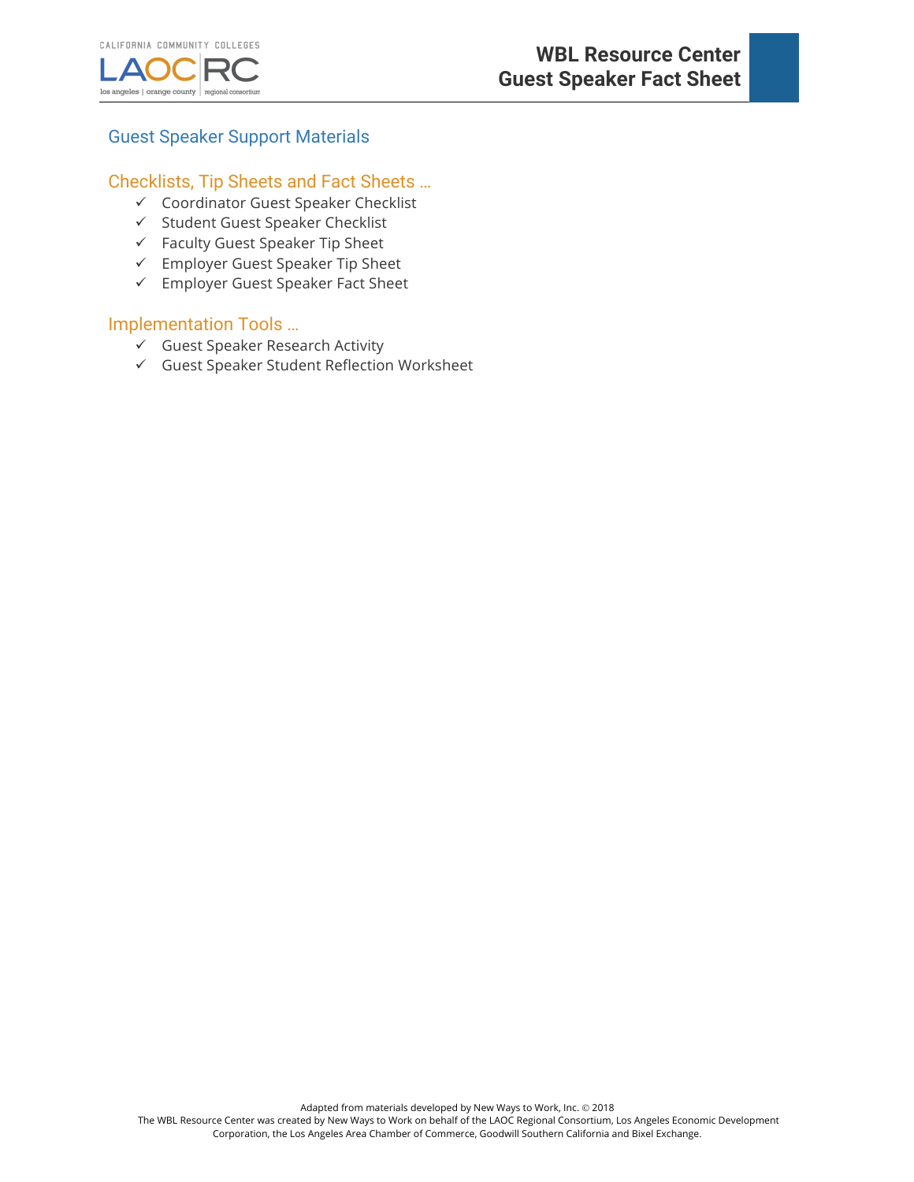## Guest Speaker Support Materials

### Checklists, Tip Sheets and Fact Sheets …

- ✓ Coordinator Guest Speaker Checklist
- ✓ Student Guest Speaker Checklist
- ✓ Faculty Guest Speaker Tip Sheet
- ✓ Employer Guest Speaker Tip Sheet
- ✓ Employer Guest Speaker Fact Sheet

### Implementation Tools …

- ✓ Guest Speaker Research Activity
- ✓ Guest Speaker Student Reflection Worksheet